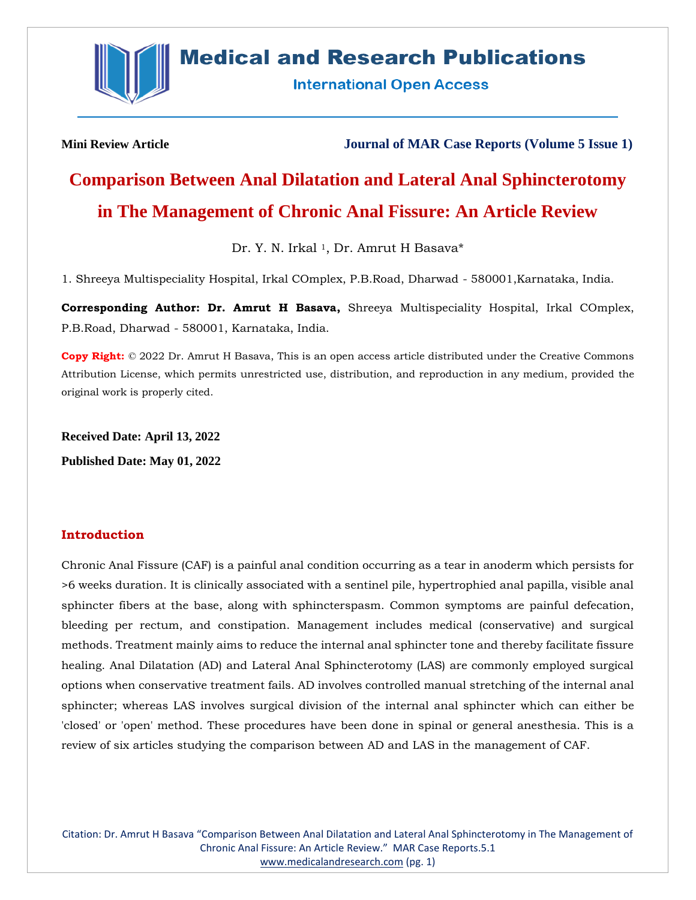**Mini Review Article**

**Journal of MAR Case Reports (Volume 5 Issue 1)**

# Comparison Between Anal Dilatation and Lateral Anal Sphincterotomy in The Management of Chronic Anal Fissure: An Article Review

Dr. Y. N. Irkal [1], Dr. Amrut H Basava*

1. Shreeya Multispeciality Hospital, Irkal COmplex, P.B.Road, Dharwad - 580001,Karnataka, India.

**Corresponding Author: Dr. Amrut H Basava,** Shreeya Multispeciality Hospital, Irkal COmplex, P.B.Road, Dharwad - 580001, Karnataka, India.

**Copy Right:** © 2022 Dr. Amrut H Basava, This is an open access article distributed under the Creative Commons Attribution License, which permits unrestricted use, distribution, and reproduction in any medium, provided the original work is properly cited.

**Received Date: April 13, 2022**

**Published Date: May 01, 2022**

## Introduction

Chronic Anal Fissure (CAF) is a painful anal condition occurring as a tear in anoderm which persists for >6 weeks duration. It is clinically associated with a sentinel pile, hypertrophied anal papilla, visible anal sphincter fibers at the base, along with sphincterspasm. Common symptoms are painful defecation, bleeding per rectum, and constipation. Management includes medical (conservative) and surgical methods. Treatment mainly aims to reduce the internal anal sphincter tone and thereby facilitate fissure healing. Anal Dilatation (AD) and Lateral Anal Sphincterotomy (LAS) are commonly employed surgical options when conservative treatment fails. AD involves controlled manual stretching of the internal anal sphincter; whereas LAS involves surgical division of the internal anal sphincter which can either be 'closed' or 'open' method. These procedures have been done in spinal or general anesthesia. This is a review of six articles studying the comparison between AD and LAS in the management of CAF.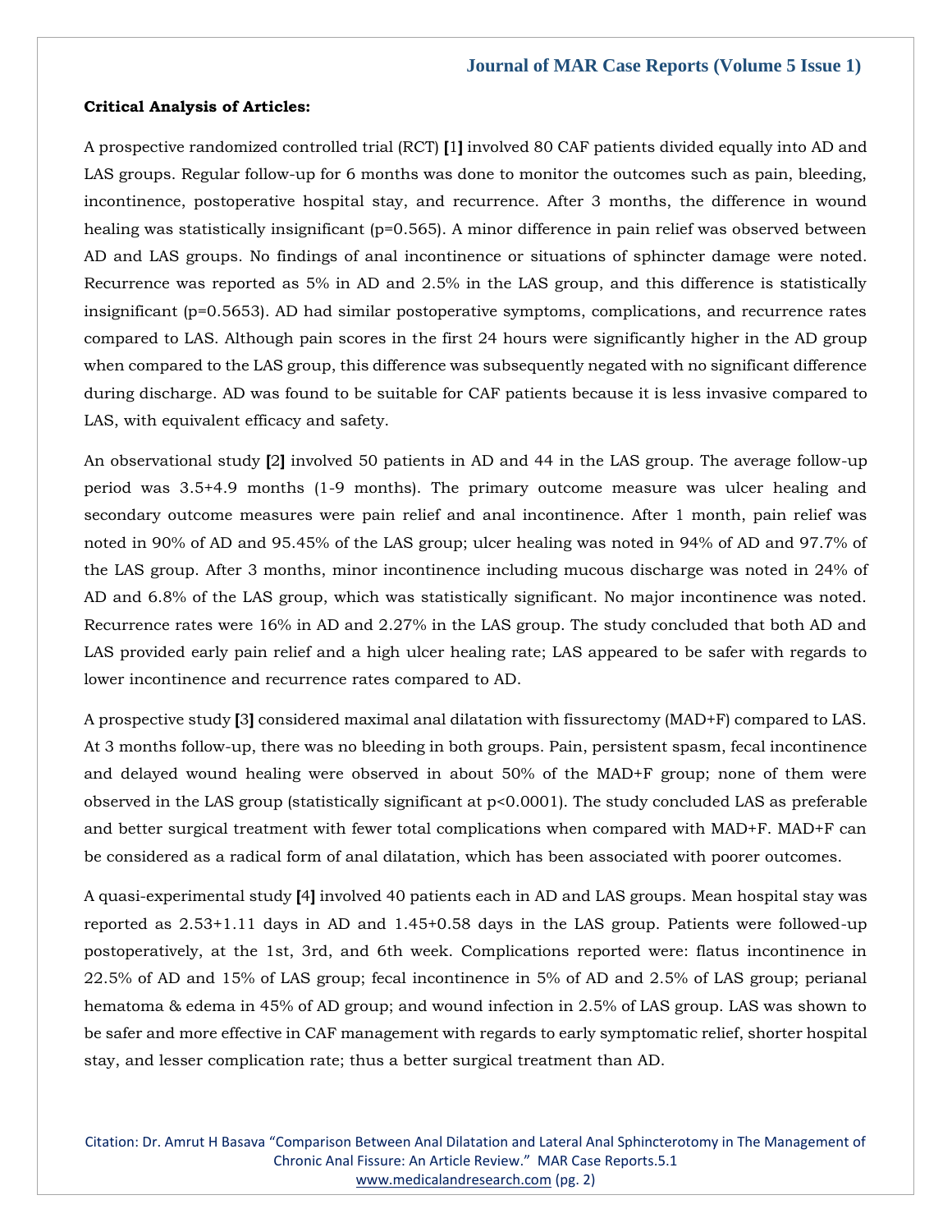**Critical Analysis of Articles:**

A prospective randomized controlled trial (RCT) [1] involved 80 CAF patients divided equally into AD and LAS groups. Regular follow-up for 6 months was done to monitor the outcomes such as pain, bleeding, incontinence, postoperative hospital stay, and recurrence. After 3 months, the difference in wound healing was statistically insignificant ($p=0.565$). A minor difference in pain relief was observed between AD and LAS groups. No findings of anal incontinence or situations of sphincter damage were noted. Recurrence was reported as 5% in AD and 2.5% in the LAS group, and this difference is statistically insignificant ($p=0.5653$). AD had similar postoperative symptoms, complications, and recurrence rates compared to LAS. Although pain scores in the first 24 hours were significantly higher in the AD group when compared to the LAS group, this difference was subsequently negated with no significant difference during discharge. AD was found to be suitable for CAF patients because it is less invasive compared to LAS, with equivalent efficacy and safety.

An observational study [2] involved 50 patients in AD and 44 in the LAS group. The average follow-up period was 3.5+4.9 months (1-9 months). The primary outcome measure was ulcer healing and secondary outcome measures were pain relief and anal incontinence. After 1 month, pain relief was noted in 90% of AD and 95.45% of the LAS group; ulcer healing was noted in 94% of AD and 97.7% of the LAS group. After 3 months, minor incontinence including mucous discharge was noted in 24% of AD and 6.8% of the LAS group, which was statistically significant. No major incontinence was noted. Recurrence rates were 16% in AD and 2.27% in the LAS group. The study concluded that both AD and LAS provided early pain relief and a high ulcer healing rate; LAS appeared to be safer with regards to lower incontinence and recurrence rates compared to AD.

A prospective study [3] considered maximal anal dilatation with fissurectomy (MAD+F) compared to LAS. At 3 months follow-up, there was no bleeding in both groups. Pain, persistent spasm, fecal incontinence and delayed wound healing were observed in about 50% of the MAD+F group; none of them were observed in the LAS group (statistically significant at $p<0.0001$). The study concluded LAS as preferable and better surgical treatment with fewer total complications when compared with MAD+F. MAD+F can be considered as a radical form of anal dilatation, which has been associated with poorer outcomes.

A quasi-experimental study [4] involved 40 patients each in AD and LAS groups. Mean hospital stay was reported as 2.53+1.11 days in AD and 1.45+0.58 days in the LAS group. Patients were followed-up postoperatively, at the 1st, 3rd, and 6th week. Complications reported were: flatus incontinence in 22.5% of AD and 15% of LAS group; fecal incontinence in 5% of AD and 2.5% of LAS group; perianal hematoma & edema in 45% of AD group; and wound infection in 2.5% of LAS group. LAS was shown to be safer and more effective in CAF management with regards to early symptomatic relief, shorter hospital stay, and lesser complication rate; thus a better surgical treatment than AD.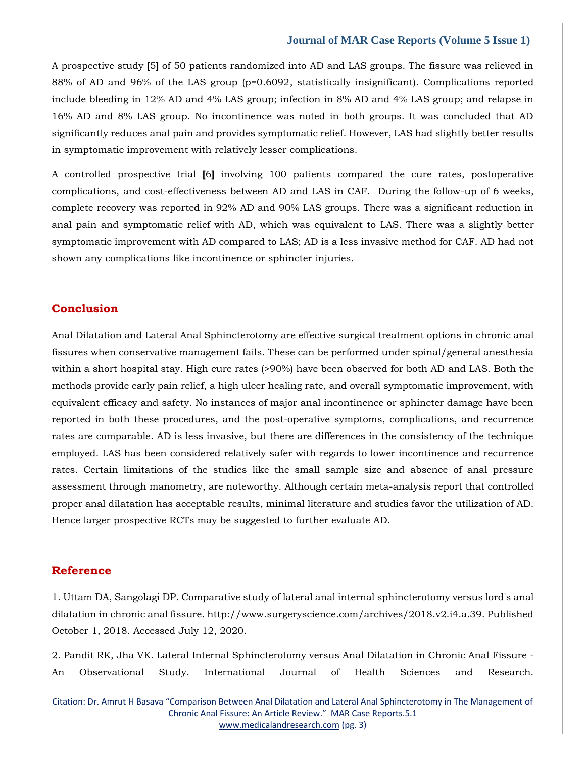A prospective study [5] of 50 patients randomized into AD and LAS groups. The fissure was relieved in 88% of AD and 96% of the LAS group (p=0.6092, statistically insignificant). Complications reported include bleeding in 12% AD and 4% LAS group; infection in 8% AD and 4% LAS group; and relapse in 16% AD and 8% LAS group. No incontinence was noted in both groups. It was concluded that AD significantly reduces anal pain and provides symptomatic relief. However, LAS had slightly better results in symptomatic improvement with relatively lesser complications.

A controlled prospective trial [6] involving 100 patients compared the cure rates, postoperative complications, and cost-effectiveness between AD and LAS in CAF. During the follow-up of 6 weeks, complete recovery was reported in 92% AD and 90% LAS groups. There was a significant reduction in anal pain and symptomatic relief with AD, which was equivalent to LAS. There was a slightly better symptomatic improvement with AD compared to LAS; AD is a less invasive method for CAF. AD had not shown any complications like incontinence or sphincter injuries.

## Conclusion

Anal Dilatation and Lateral Anal Sphincterotomy are effective surgical treatment options in chronic anal fissures when conservative management fails. These can be performed under spinal/general anesthesia within a short hospital stay. High cure rates (>90%) have been observed for both AD and LAS. Both the methods provide early pain relief, a high ulcer healing rate, and overall symptomatic improvement, with equivalent efficacy and safety. No instances of major anal incontinence or sphincter damage have been reported in both these procedures, and the post-operative symptoms, complications, and recurrence rates are comparable. AD is less invasive, but there are differences in the consistency of the technique employed. LAS has been considered relatively safer with regards to lower incontinence and recurrence rates. Certain limitations of the studies like the small sample size and absence of anal pressure assessment through manometry, are noteworthy. Although certain meta-analysis report that controlled proper anal dilatation has acceptable results, minimal literature and studies favor the utilization of AD. Hence larger prospective RCTs may be suggested to further evaluate AD.

## Reference

1. Uttam DA, Sangolagi DP. Comparative study of lateral anal internal sphincterotomy versus lord's anal dilatation in chronic anal fissure. http://www.surgeryscience.com/archives/2018.v2.i4.a.39. Published October 1, 2018. Accessed July 12, 2020.

2. Pandit RK, Jha VK. Lateral Internal Sphincterotomy versus Anal Dilatation in Chronic Anal Fissure - An Observational Study. International Journal of Health Sciences and Research.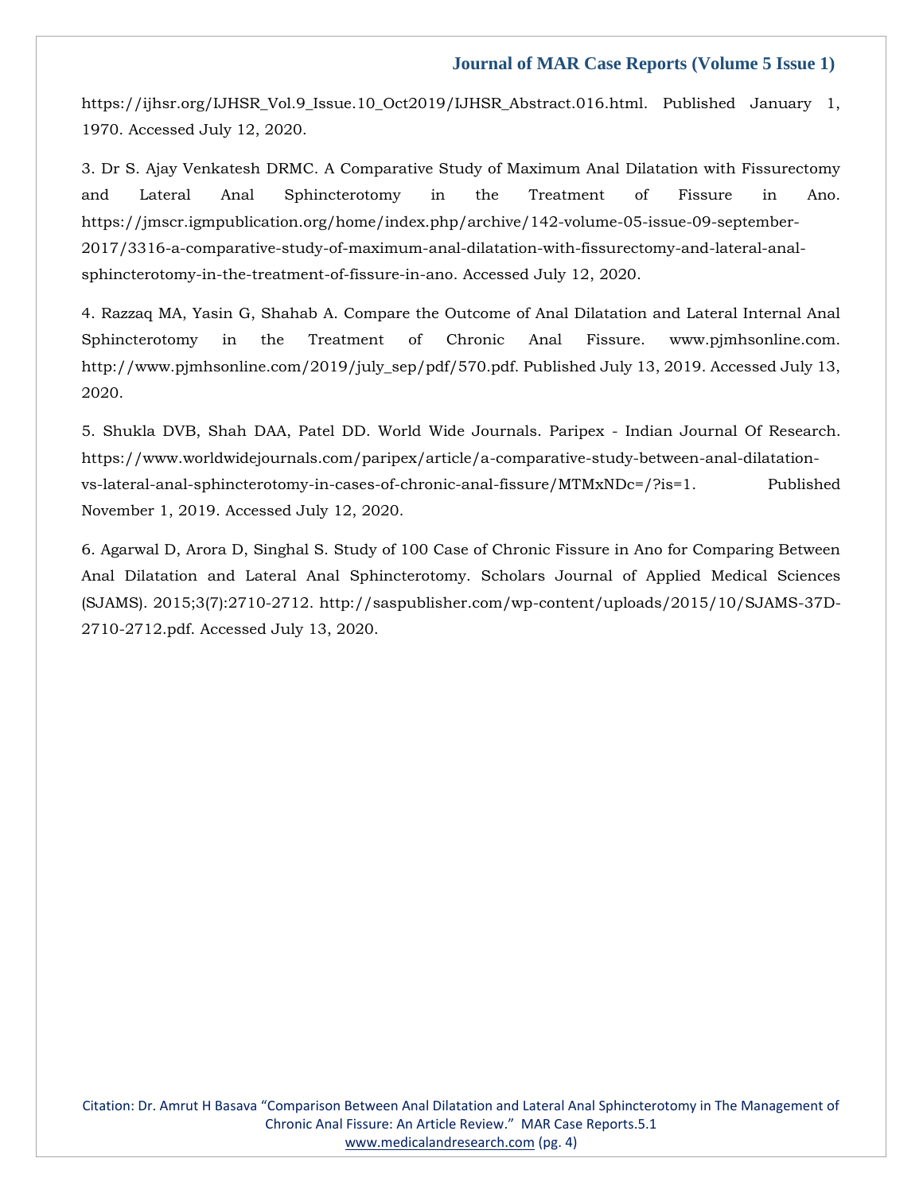https://ijhsr.org/IJHSR_Vol.9_Issue.10_Oct2019/IJHSR_Abstract.016.html. Published January 1, 1970. Accessed July 12, 2020.

3. Dr S. Ajay Venkatesh DRMC. A Comparative Study of Maximum Anal Dilatation with Fissurectomy and Lateral Anal Sphincterotomy in the Treatment of Fissure in Ano. https://jmscr.igmpublication.org/home/index.php/archive/142-volume-05-issue-09-september-2017/3316-a-comparative-study-of-maximum-anal-dilatation-with-fissurectomy-and-lateral-anal-sphincterotomy-in-the-treatment-of-fissure-in-ano. Accessed July 12, 2020.

4. Razzaq MA, Yasin G, Shahab A. Compare the Outcome of Anal Dilatation and Lateral Internal Anal Sphincterotomy in the Treatment of Chronic Anal Fissure. www.pjmhsonline.com. http://www.pjmhsonline.com/2019/july_sep/pdf/570.pdf. Published July 13, 2019. Accessed July 13, 2020.

5. Shukla DVB, Shah DAA, Patel DD. World Wide Journals. Paripex - Indian Journal Of Research. https://www.worldwidejournals.com/paripex/article/a-comparative-study-between-anal-dilatation-vs-lateral-anal-sphincterotomy-in-cases-of-chronic-anal-fissure/MTMxNDc=/?is=1. Published November 1, 2019. Accessed July 12, 2020.

6. Agarwal D, Arora D, Singhal S. Study of 100 Case of Chronic Fissure in Ano for Comparing Between Anal Dilatation and Lateral Anal Sphincterotomy. Scholars Journal of Applied Medical Sciences (SJAMS). 2015;3(7):2710-2712. http://saspublisher.com/wp-content/uploads/2015/10/SJAMS-37D-2710-2712.pdf. Accessed July 13, 2020.